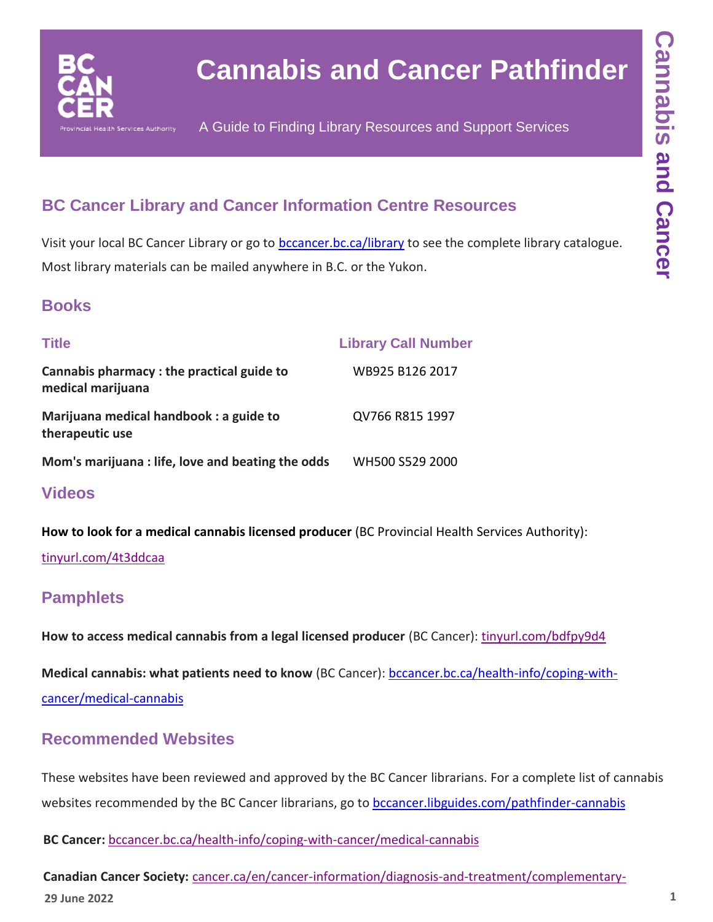# Cannabis and Cancer Pathfinder

A Guide to Finding Library Resources and Support Services

## BC Cancer Library and Cancer Information Centre Resources

Visit your local BC Cancer Library or go to bccancer.bc.ca/library to see the complete library catalogue. Most library materials can be mailed anywhere in B.C. or the Yukon.

### Books

| Title | Library Call Number |
|---|---|
| **Cannabis pharmacy : the practical guide to medical marijuana** | WB925 B126 2017 |
| **Marijuana medical handbook : a guide to therapeutic use** | QV766 R815 1997 |
| **Mom's marijuana : life, love and beating the odds** | WH500 S529 2000 |

### Videos

**How to look for a medical cannabis licensed producer** (BC Provincial Health Services Authority): tinyurl.com/4t3ddcaa

### Pamphlets

**How to access medical cannabis from a legal licensed producer** (BC Cancer): tinyurl.com/bdfpy9d4

**Medical cannabis: what patients need to know** (BC Cancer): bccancer.bc.ca/health-info/coping-with-cancer/medical-cannabis

### Recommended Websites

These websites have been reviewed and approved by the BC Cancer librarians. For a complete list of cannabis websites recommended by the BC Cancer librarians, go to bccancer.libguides.com/pathfinder-cannabis

**BC Cancer:** bccancer.bc.ca/health-info/coping-with-cancer/medical-cannabis

**Canadian Cancer Society:** cancer.ca/en/cancer-information/diagnosis-and-treatment/complementary-

29 June 2022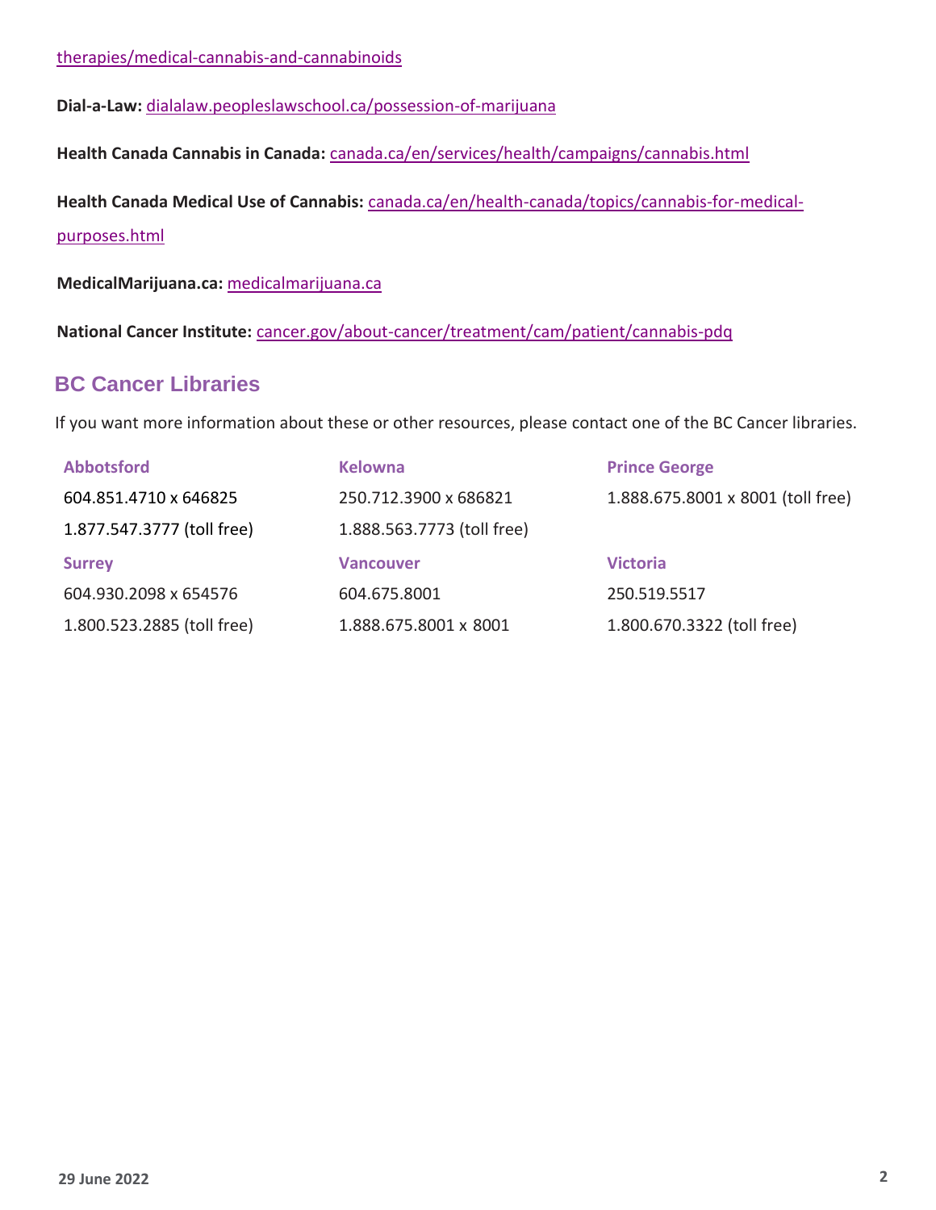therapies/medical-cannabis-and-cannabinoids

**Dial-a-Law:** dialalaw.peopleslawschool.ca/possession-of-marijuana

**Health Canada Cannabis in Canada:** canada.ca/en/services/health/campaigns/cannabis.html

**Health Canada Medical Use of Cannabis:** canada.ca/en/health-canada/topics/cannabis-for-medical-purposes.html

**MedicalMarijuana.ca:** medicalmarijuana.ca

**National Cancer Institute:** cancer.gov/about-cancer/treatment/cam/patient/cannabis-pdq

## BC Cancer Libraries

If you want more information about these or other resources, please contact one of the BC Cancer libraries.

| | | |
|---|---|---|
| **Abbotsford** | **Kelowna** | **Prince George** |
| 604.851.4710 x 646825 | 250.712.3900 x 686821 | 1.888.675.8001 x 8001 (toll free) |
| 1.877.547.3777 (toll free) | 1.888.563.7773 (toll free) | |
| **Surrey** | **Vancouver** | **Victoria** |
| 604.930.2098 x 654576 | 604.675.8001 | 250.519.5517 |
| 1.800.523.2885 (toll free) | 1.888.675.8001 x 8001 | 1.800.670.3322 (toll free) |

29 June 2022